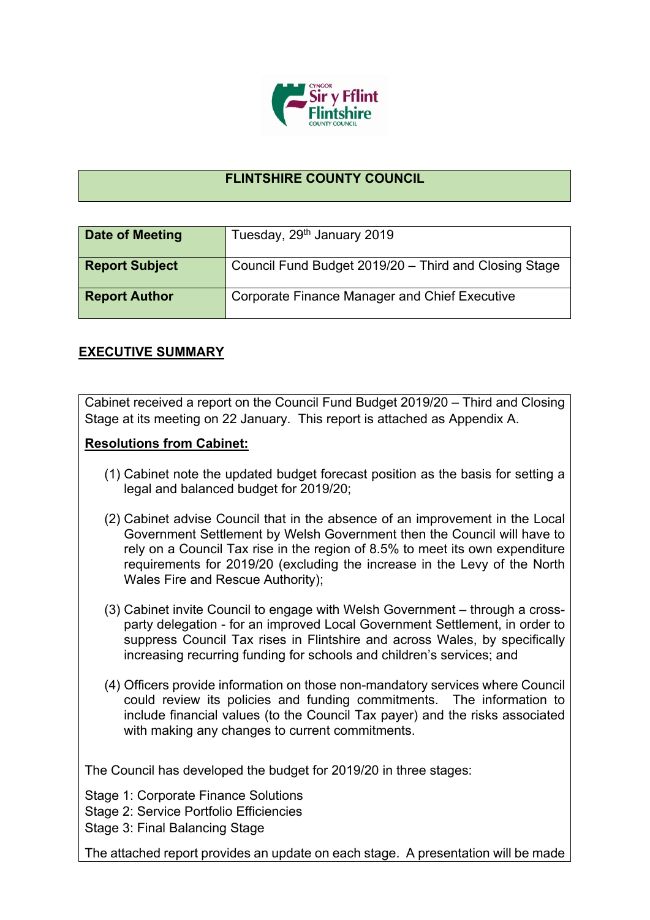# FLINTSHIRE COUNTY COUNCIL

| Date of Meeting | Tuesday, 29th January 2019 |
|---|---|
| Report Subject | Council Fund Budget 2019/20 – Third and Closing Stage |
| Report Author | Corporate Finance Manager and Chief Executive |

## EXECUTIVE SUMMARY

Cabinet received a report on the Council Fund Budget 2019/20 – Third and Closing Stage at its meeting on 22 January. This report is attached as Appendix A.

**Resolutions from Cabinet:**

(1) Cabinet note the updated budget forecast position as the basis for setting a legal and balanced budget for 2019/20;

(2) Cabinet advise Council that in the absence of an improvement in the Local Government Settlement by Welsh Government then the Council will have to rely on a Council Tax rise in the region of 8.5% to meet its own expenditure requirements for 2019/20 (excluding the increase in the Levy of the North Wales Fire and Rescue Authority);

(3) Cabinet invite Council to engage with Welsh Government – through a cross-party delegation - for an improved Local Government Settlement, in order to suppress Council Tax rises in Flintshire and across Wales, by specifically increasing recurring funding for schools and children's services; and

(4) Officers provide information on those non-mandatory services where Council could review its policies and funding commitments. The information to include financial values (to the Council Tax payer) and the risks associated with making any changes to current commitments.

The Council has developed the budget for 2019/20 in three stages:

Stage 1: Corporate Finance Solutions
Stage 2: Service Portfolio Efficiencies
Stage 3: Final Balancing Stage

The attached report provides an update on each stage. A presentation will be made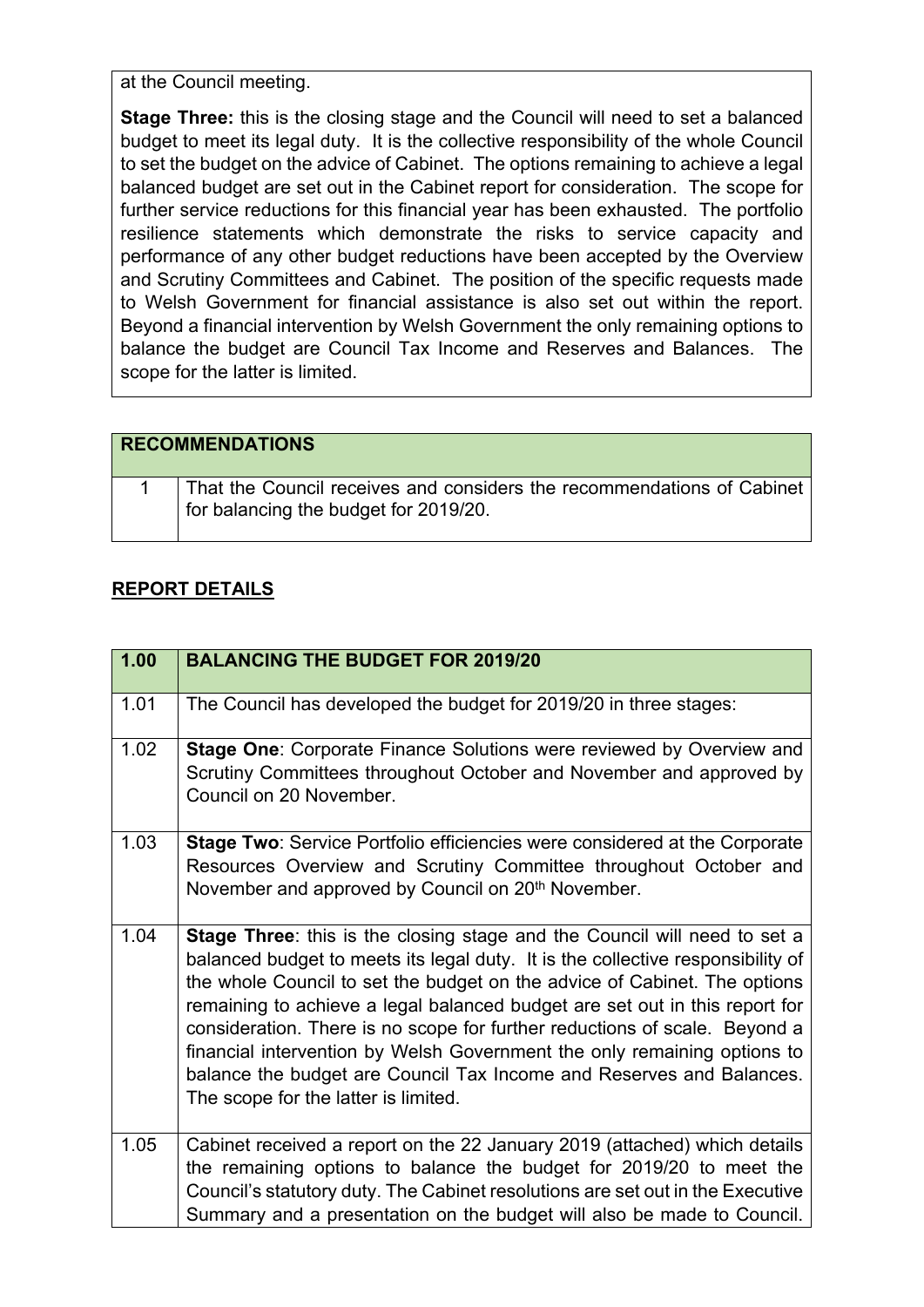at the Council meeting.

**Stage Three:** this is the closing stage and the Council will need to set a balanced budget to meet its legal duty. It is the collective responsibility of the whole Council to set the budget on the advice of Cabinet. The options remaining to achieve a legal balanced budget are set out in the Cabinet report for consideration. The scope for further service reductions for this financial year has been exhausted. The portfolio resilience statements which demonstrate the risks to service capacity and performance of any other budget reductions have been accepted by the Overview and Scrutiny Committees and Cabinet. The position of the specific requests made to Welsh Government for financial assistance is also set out within the report. Beyond a financial intervention by Welsh Government the only remaining options to balance the budget are Council Tax Income and Reserves and Balances. The scope for the latter is limited.

| **RECOMMENDATIONS** | |
|---|---|
| 1 | That the Council receives and considers the recommendations of Cabinet for balancing the budget for 2019/20. |

## REPORT DETAILS

| **1.00** | **BALANCING THE BUDGET FOR 2019/20** |
|---|---|
| 1.01 | The Council has developed the budget for 2019/20 in three stages: |
| 1.02 | **Stage One**: Corporate Finance Solutions were reviewed by Overview and Scrutiny Committees throughout October and November and approved by Council on 20 November. |
| 1.03 | **Stage Two**: Service Portfolio efficiencies were considered at the Corporate Resources Overview and Scrutiny Committee throughout October and November and approved by Council on 20th November. |
| 1.04 | **Stage Three**: this is the closing stage and the Council will need to set a balanced budget to meets its legal duty. It is the collective responsibility of the whole Council to set the budget on the advice of Cabinet. The options remaining to achieve a legal balanced budget are set out in this report for consideration. There is no scope for further reductions of scale. Beyond a financial intervention by Welsh Government the only remaining options to balance the budget are Council Tax Income and Reserves and Balances. The scope for the latter is limited. |
| 1.05 | Cabinet received a report on the 22 January 2019 (attached) which details the remaining options to balance the budget for 2019/20 to meet the Council's statutory duty. The Cabinet resolutions are set out in the Executive Summary and a presentation on the budget will also be made to Council. |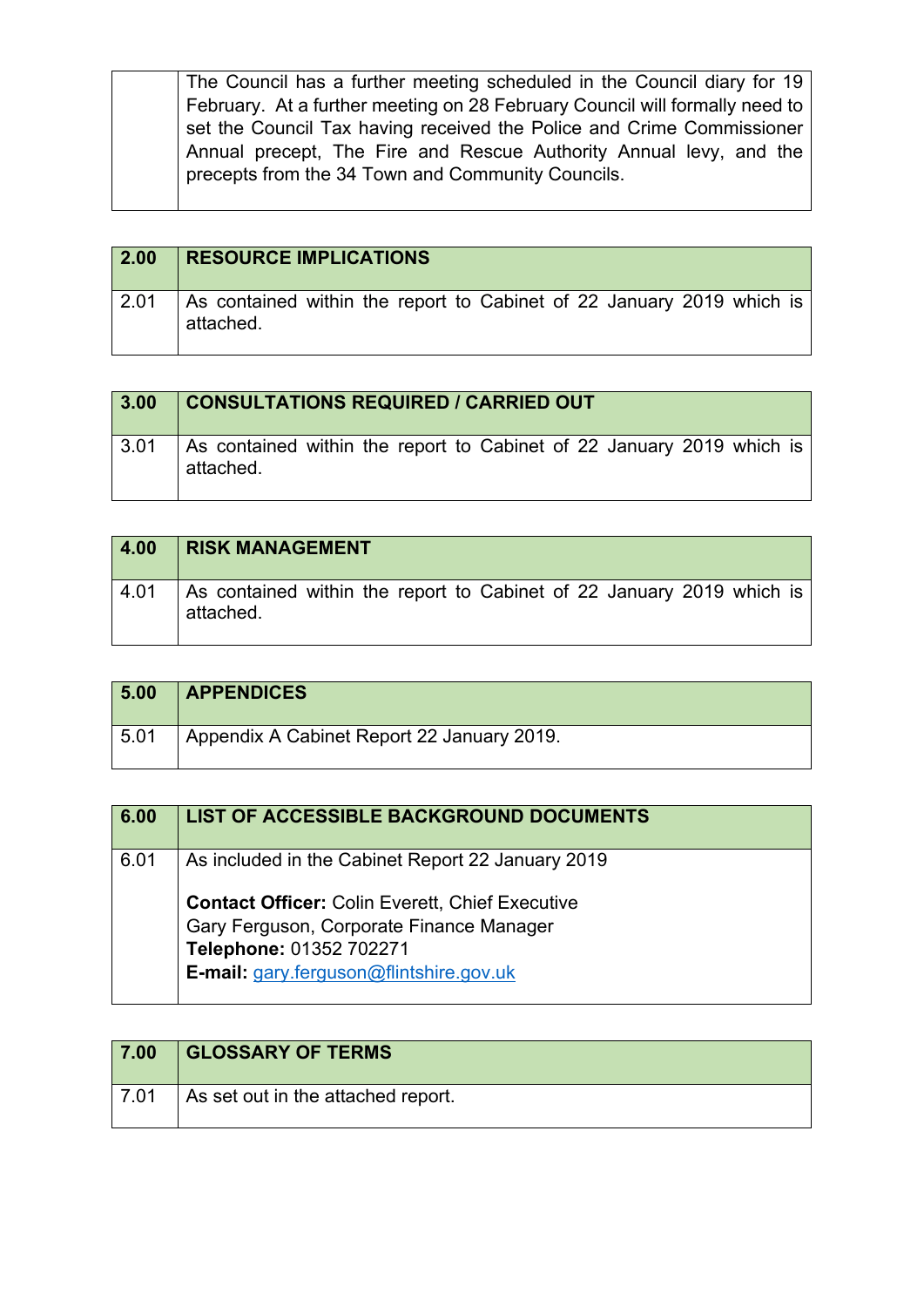| | |
|---|---|
| | The Council has a further meeting scheduled in the Council diary for 19 February. At a further meeting on 28 February Council will formally need to set the Council Tax having received the Police and Crime Commissioner Annual precept, The Fire and Rescue Authority Annual levy, and the precepts from the 34 Town and Community Councils. |

| **2.00** | **RESOURCE IMPLICATIONS** |
|---|---|
| 2.01 | As contained within the report to Cabinet of 22 January 2019 which is attached. |

| **3.00** | **CONSULTATIONS REQUIRED / CARRIED OUT** |
|---|---|
| 3.01 | As contained within the report to Cabinet of 22 January 2019 which is attached. |

| **4.00** | **RISK MANAGEMENT** |
|---|---|
| 4.01 | As contained within the report to Cabinet of 22 January 2019 which is attached. |

| **5.00** | **APPENDICES** |
|---|---|
| 5.01 | Appendix A Cabinet Report 22 January 2019. |

| **6.00** | **LIST OF ACCESSIBLE BACKGROUND DOCUMENTS** |
|---|---|
| 6.01 | As included in the Cabinet Report 22 January 2019<br><br>**Contact Officer:** Colin Everett, Chief Executive<br>Gary Ferguson, Corporate Finance Manager<br>**Telephone:** 01352 702271<br>**E-mail:** gary.ferguson@flintshire.gov.uk |

| **7.00** | **GLOSSARY OF TERMS** |
|---|---|
| 7.01 | As set out in the attached report. |